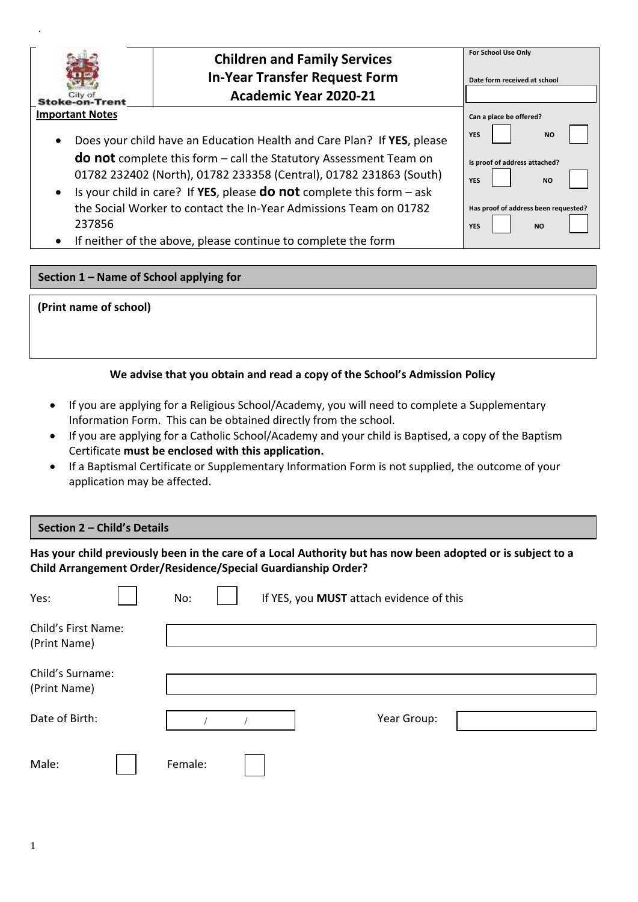City of Stoke-on-Trent

# Children and Family Services
# In-Year Transfer Request Form
# Academic Year 2020-21

**For School Use Only**

Date form received at school

Can a place be offered? YES ☐ NO ☐

Is proof of address attached? YES ☐ NO ☐

Has proof of address been requested? YES ☐ NO ☐

**Important Notes**

- Does your child have an Education Health and Care Plan? If **YES**, please **do not** complete this form – call the Statutory Assessment Team on 01782 232402 (North), 01782 233358 (Central), 01782 231863 (South)
- Is your child in care? If **YES**, please **do not** complete this form – ask the Social Worker to contact the In-Year Admissions Team on 01782 237856
- If neither of the above, please continue to complete the form

## Section 1 – Name of School applying for

**(Print name of school)**

**We advise that you obtain and read a copy of the School's Admission Policy**

- If you are applying for a Religious School/Academy, you will need to complete a Supplementary Information Form. This can be obtained directly from the school.
- If you are applying for a Catholic School/Academy and your child is Baptised, a copy of the Baptism Certificate **must be enclosed with this application.**
- If a Baptismal Certificate or Supplementary Information Form is not supplied, the outcome of your application may be affected.

## Section 2 – Child's Details

**Has your child previously been in the care of a Local Authority but has now been adopted or is subject to a Child Arrangement Order/Residence/Special Guardianship Order?**

Yes: ☐ No: ☐ If YES, you **MUST** attach evidence of this

Child's First Name: (Print Name)

Child's Surname: (Print Name)

Date of Birth: / / Year Group:

Male: ☐ Female: ☐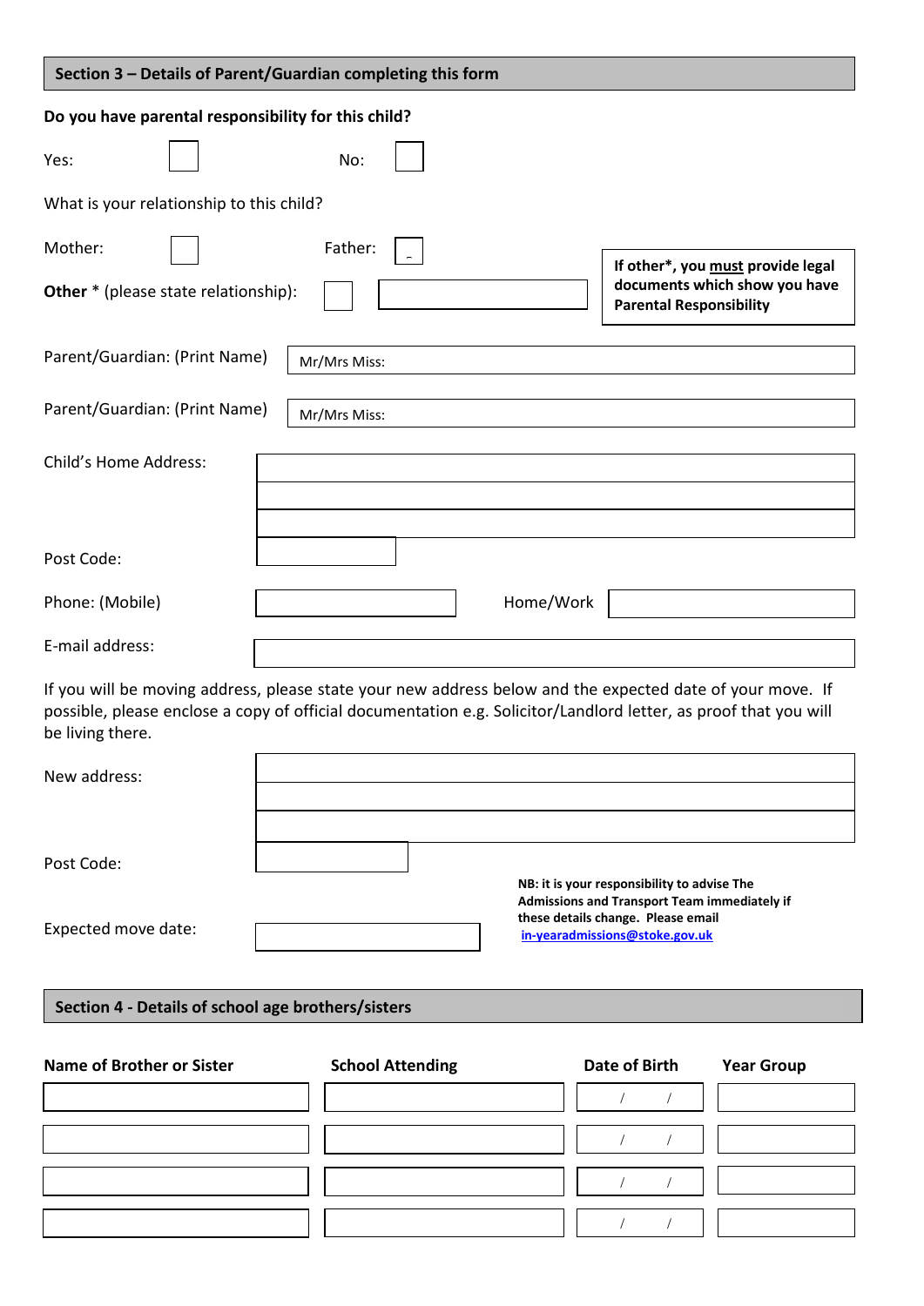## Section 3 – Details of Parent/Guardian completing this form

**Do you have parental responsibility for this child?**

Yes: [ ] No: [ ]

What is your relationship to this child?

Mother: [ ] Father: [ ]

**Other** * (please state relationship): [ ] ____________

**If other*, you must provide legal documents which show you have Parental Responsibility**

Parent/Guardian: (Print Name) Mr/Mrs Miss:

Parent/Guardian: (Print Name) Mr/Mrs Miss:

Child's Home Address:

Post Code:

Phone: (Mobile) Home/Work

E-mail address:

If you will be moving address, please state your new address below and the expected date of your move. If possible, please enclose a copy of official documentation e.g. Solicitor/Landlord letter, as proof that you will be living there.

New address:

Post Code:

Expected move date:

**NB: it is your responsibility to advise The Admissions and Transport Team immediately if these details change. Please email in-yearadmissions@stoke.gov.uk**

## Section 4 - Details of school age brothers/sisters

| Name of Brother or Sister | School Attending | Date of Birth | Year Group |
|---|---|---|---|
| | | / / | |
| | | / / | |
| | | / / | |
| | | / / | |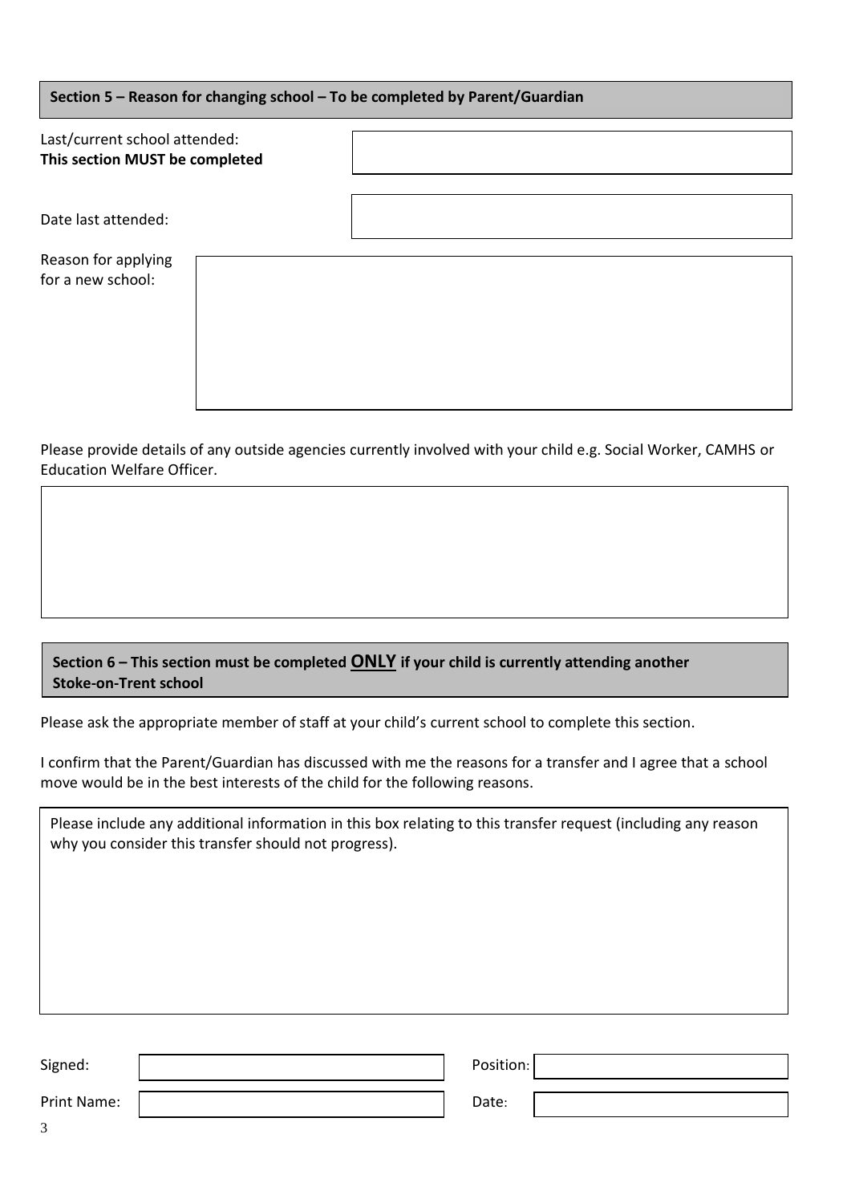## Section 5 – Reason for changing school – To be completed by Parent/Guardian

Last/current school attended:
**This section MUST be completed**

Date last attended:

Reason for applying for a new school:

Please provide details of any outside agencies currently involved with your child e.g. Social Worker, CAMHS or Education Welfare Officer.

## Section 6 – This section must be completed **ONLY** if your child is currently attending another Stoke-on-Trent school

Please ask the appropriate member of staff at your child's current school to complete this section.

I confirm that the Parent/Guardian has discussed with me the reasons for a transfer and I agree that a school move would be in the best interests of the child for the following reasons.

Please include any additional information in this box relating to this transfer request (including any reason why you consider this transfer should not progress).

Signed:

Position:

Print Name:

Date: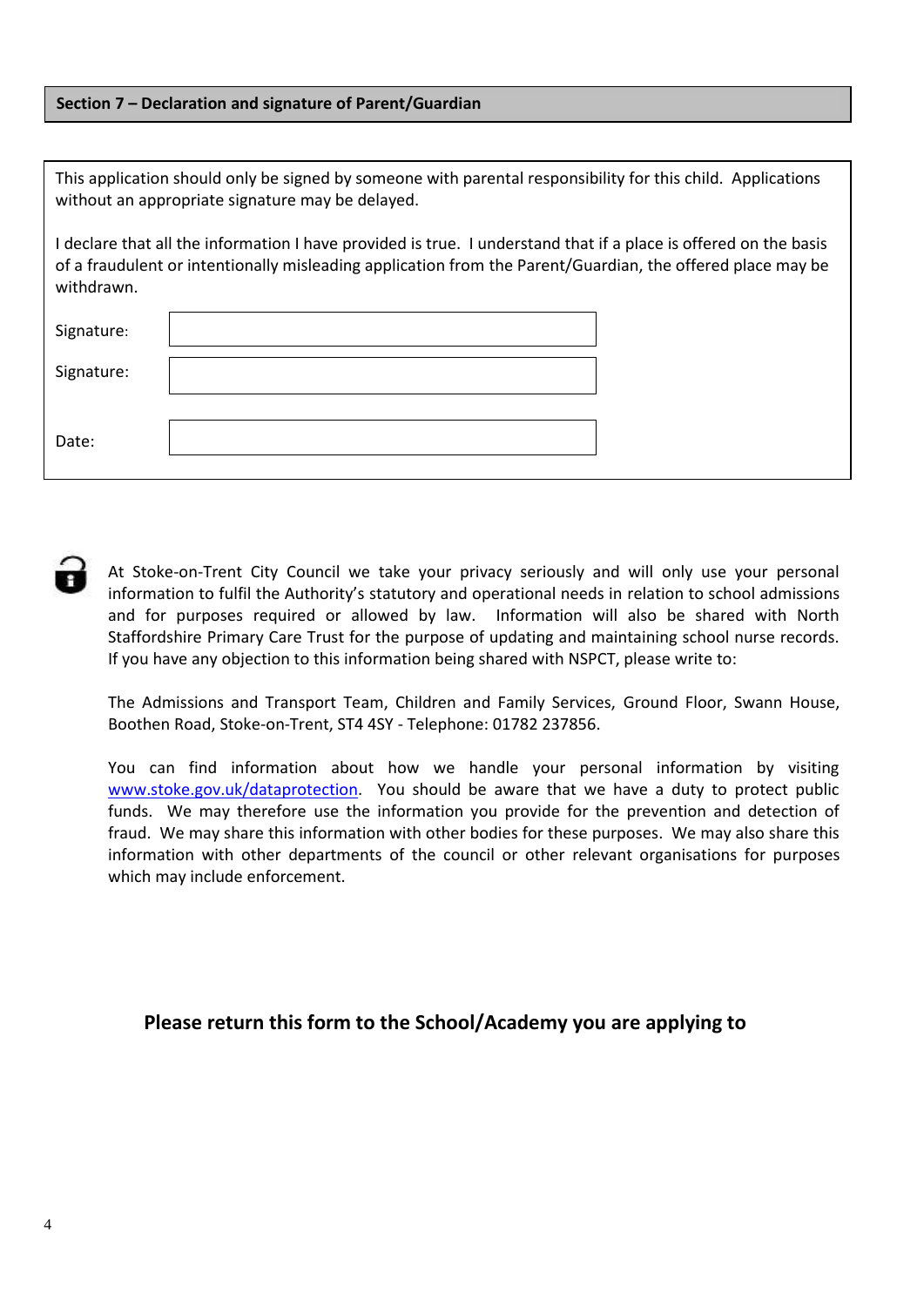## Section 7 – Declaration and signature of Parent/Guardian

This application should only be signed by someone with parental responsibility for this child. Applications without an appropriate signature may be delayed.

I declare that all the information I have provided is true. I understand that if a place is offered on the basis of a fraudulent or intentionally misleading application from the Parent/Guardian, the offered place may be withdrawn.

| | |
|---|---|
| Signature: | |
| Signature: | |
| Date: | |

At Stoke-on-Trent City Council we take your privacy seriously and will only use your personal information to fulfil the Authority's statutory and operational needs in relation to school admissions and for purposes required or allowed by law. Information will also be shared with North Staffordshire Primary Care Trust for the purpose of updating and maintaining school nurse records. If you have any objection to this information being shared with NSPCT, please write to:

The Admissions and Transport Team, Children and Family Services, Ground Floor, Swann House, Boothen Road, Stoke-on-Trent, ST4 4SY - Telephone: 01782 237856.

You can find information about how we handle your personal information by visiting www.stoke.gov.uk/dataprotection. You should be aware that we have a duty to protect public funds. We may therefore use the information you provide for the prevention and detection of fraud. We may share this information with other bodies for these purposes. We may also share this information with other departments of the council or other relevant organisations for purposes which may include enforcement.

**Please return this form to the School/Academy you are applying to**